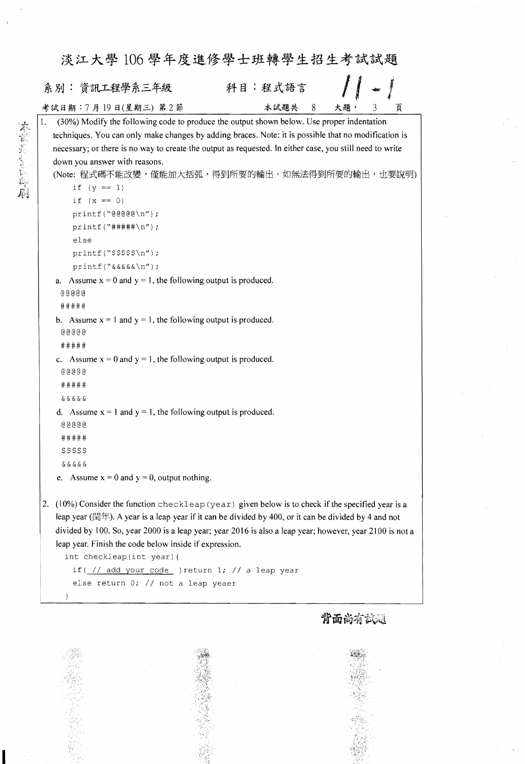# 淡江大學 106 學年度進修學士班轉學生招生考試試題

系別：資訊工程學系三年級　　　　科目：程式語言　　　　11-1

考試日期：7 月 19 日(星期三) 第 2 節　　　　本試題共 8 大題，3 頁

1. (30%) Modify the following code to produce the output shown below. Use proper indentation techniques. You can only make changes by adding braces. Note: it is possible that no modification is necessary; or there is no way to create the output as requested. In either case, you still need to write down you answer with reasons.
(Note: 程式碼不能改變，僅能加大括弧，得到所要的輸出。如無法得到所要的輸出，也要說明)

```
if (y == 1)
if (x == 0)
printf("@@@@@\n");
printf("#####\n");
else
printf("$$$$$\n");
printf("&&&&&\n");
```

   a. Assume x = 0 and y = 1, the following output is produced.
   ```
   @@@@@
   #####
   ```
   b. Assume x = 1 and y = 1, the following output is produced.
   ```
   @@@@@
   #####
   ```
   c. Assume x = 0 and y = 1, the following output is produced.
   ```
   @@@@@
   #####
   &&&&&
   ```
   d. Assume x = 1 and y = 1, the following output is produced.
   ```
   @@@@@
   #####
   $$$$$
   &&&&&
   ```
   e. Assume x = 0 and y = 0, output nothing.

2. (10%) Consider the function checkleap(year) given below is to check if the specified year is a leap year (閏年). A year is a leap year if it can be divided by 400, or it can be divided by 4 and not divided by 100. So, year 2000 is a leap year; year 2016 is also a leap year; however, year 2100 is not a leap year. Finish the code below inside if expression.

```
int checkleap(int year){
  if( // add your code  )return 1; // a leap year
  else return 0; // not a leap yeaer
}
```

背面尚有試題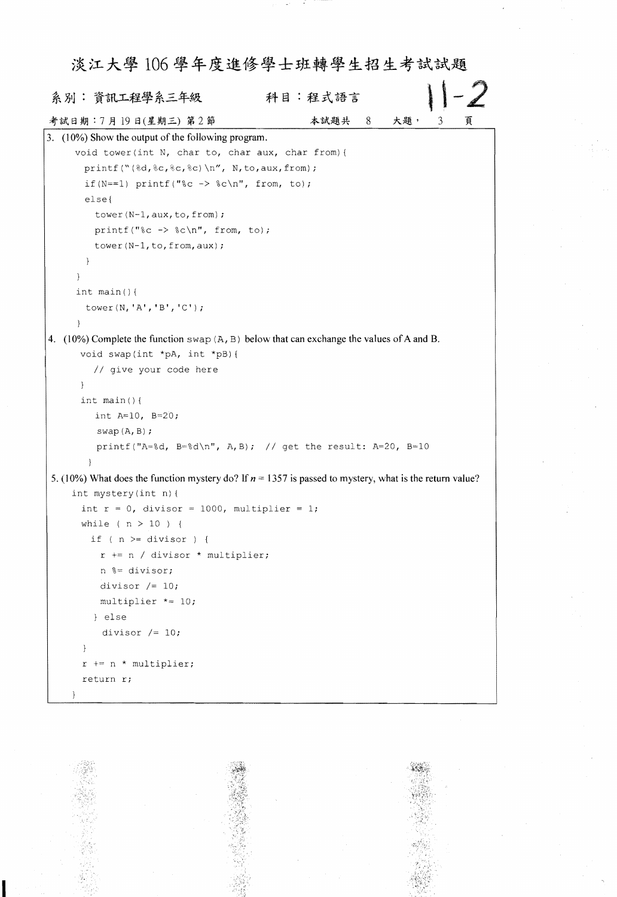# 淡江大學 106 學年度進修學士班轉學生招生考試試題

系別：資訊工程學系三年級　　科目：程式語言　　11-2

考試日期：7 月 19 日(星期三) 第 2 節　　本試題共 8 大題，3 頁

3. (10%) Show the output of the following program.

```
void tower(int N, char to, char aux, char from){
  printf("(%d,%c,%c,%c)\n", N,to,aux,from);
  if(N==1) printf("%c -> %c\n", from, to);
  else{
    tower(N-1,aux,to,from);
    printf("%c -> %c\n", from, to);
    tower(N-1,to,from,aux);
  }
}
int main(){
  tower(N,'A','B','C');
}
```

4. (10%) Complete the function swap(A,B) below that can exchange the values of A and B.

```
void swap(int *pA, int *pB){
  // give your code here
}
int main(){
  int A=10, B=20;
  swap(A,B);
  printf("A=%d, B=%d\n", A,B); // get the result: A=20, B=10
}
```

5. (10%) What does the function mystery do? If $n = 1357$ is passed to mystery, what is the return value?

```
int mystery(int n){
  int r = 0, divisor = 1000, multiplier = 1;
  while ( n > 10 ) {
    if ( n >= divisor ) {
      r += n / divisor * multiplier;
      n %= divisor;
      divisor /= 10;
      multiplier *= 10;
    } else
      divisor /= 10;
  }
  r += n * multiplier;
  return r;
}
```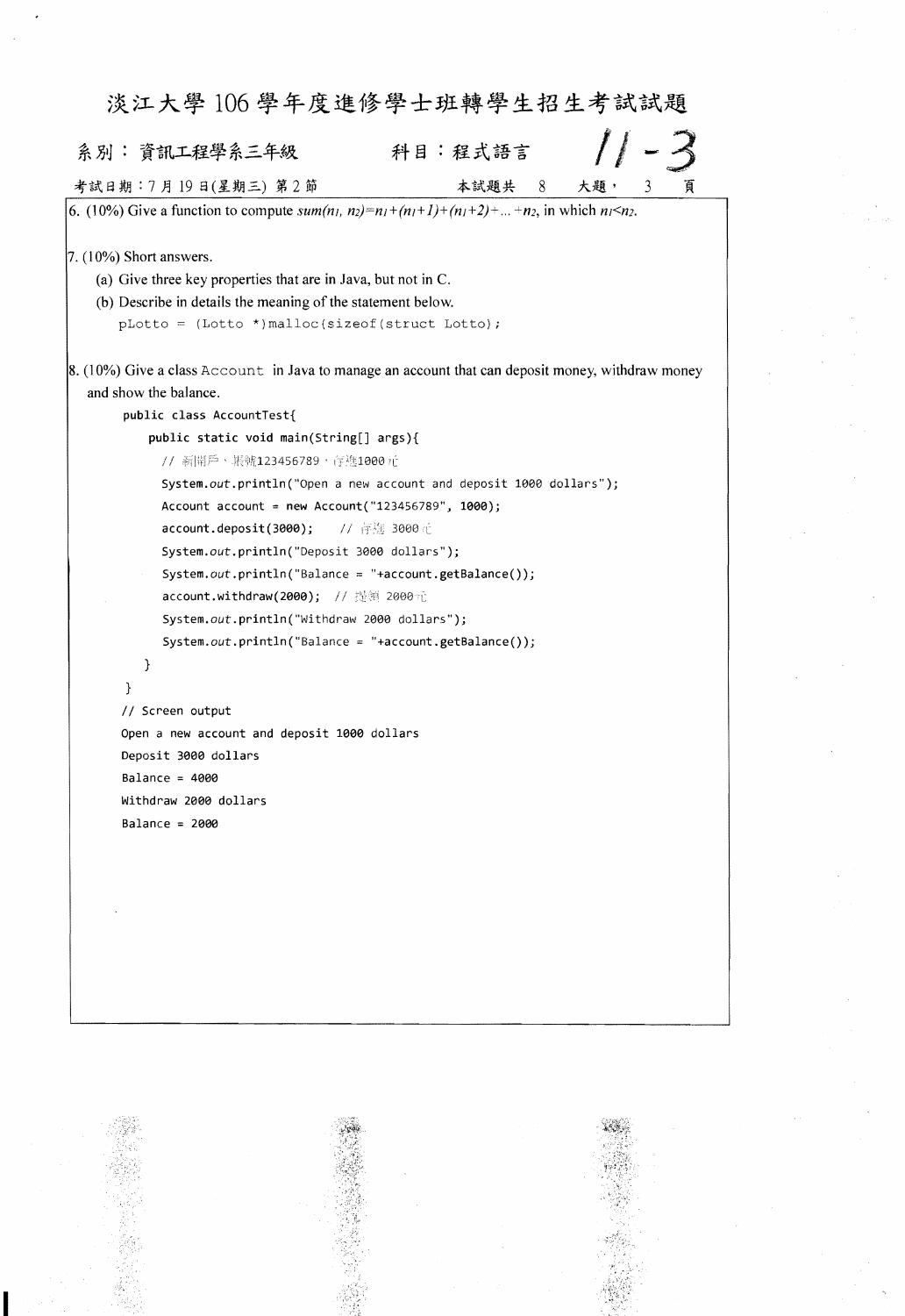# 淡江大學 106 學年度進修學士班轉學生招生考試試題

系別：資訊工程學系三年級　　　　科目：程式語言

考試日期：7 月 19 日(星期三) 第 2 節　　　　本試題共 8 大題，3 頁

6. (10%) Give a function to compute $sum(n_1, n_2)=n_1+(n_1+1)+(n_1+2)+...+n_2$, in which $n_1<n_2$.

7. (10%) Short answers.
   (a) Give three key properties that are in Java, but not in C.
   (b) Describe in details the meaning of the statement below.
   
   ```
   pLotto = (Lotto *)malloc(sizeof(struct Lotto);
   ```

8. (10%) Give a class Account in Java to manage an account that can deposit money, withdraw money and show the balance.

```
public class AccountTest{
    public static void main(String[] args){
      // 新開戶、帳號123456789，存進1000元
      System.out.println("Open a new account and deposit 1000 dollars");
      Account account = new Account("123456789", 1000);
      account.deposit(3000);    // 存進 3000元
      System.out.println("Deposit 3000 dollars");
      System.out.println("Balance = "+account.getBalance());
      account.withdraw(2000);  // 提領 2000元
      System.out.println("Withdraw 2000 dollars");
      System.out.println("Balance = "+account.getBalance());
    }
}
// Screen output
Open a new account and deposit 1000 dollars
Deposit 3000 dollars
Balance = 4000
Withdraw 2000 dollars
Balance = 2000
```